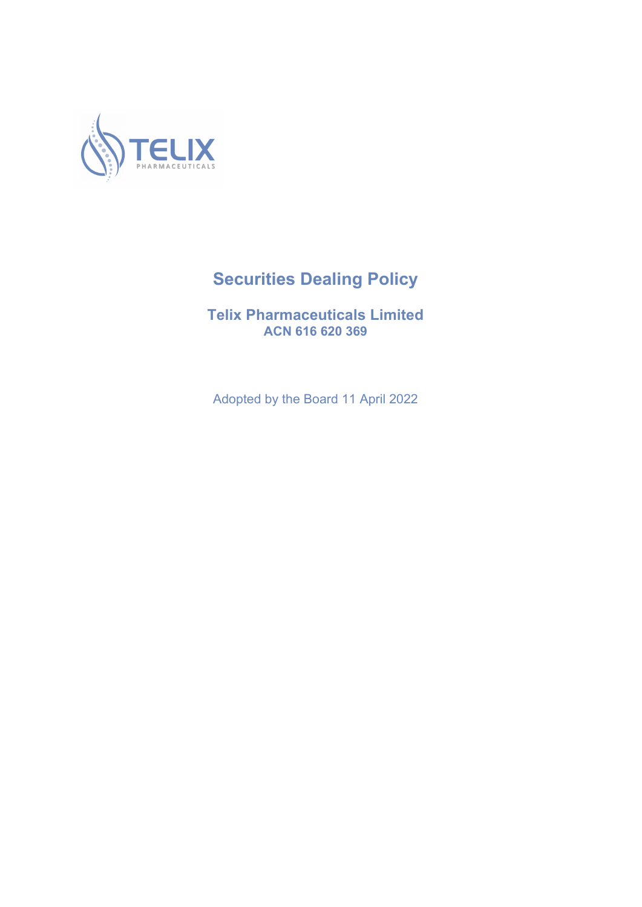TELIX PHARMACEUTICALS

# Securities Dealing Policy

**Telix Pharmaceuticals Limited**
**ACN 616 620 369**

Adopted by the Board 11 April 2022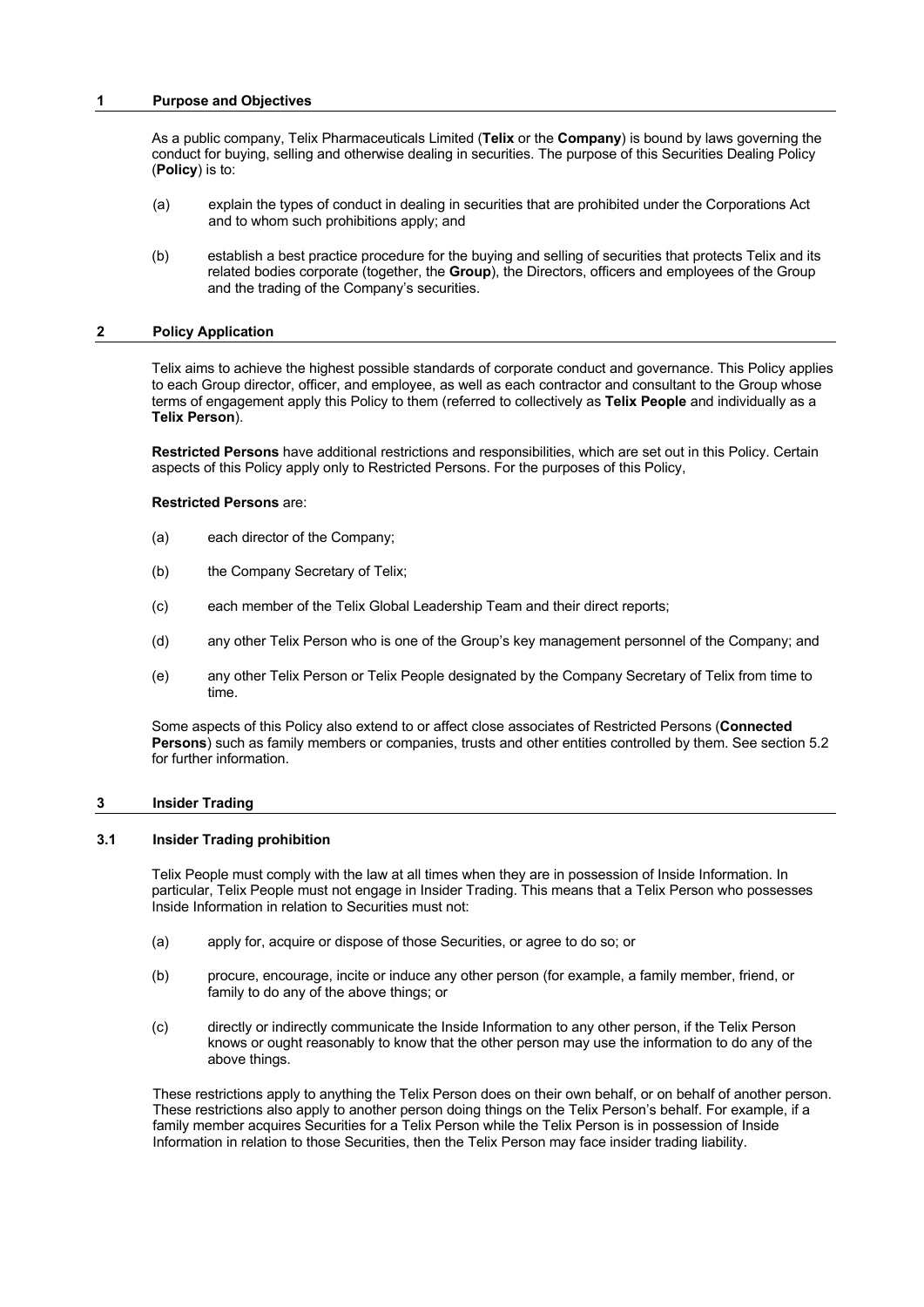## 1 Purpose and Objectives

As a public company, Telix Pharmaceuticals Limited (**Telix** or the **Company**) is bound by laws governing the conduct for buying, selling and otherwise dealing in securities. The purpose of this Securities Dealing Policy (**Policy**) is to:

(a) explain the types of conduct in dealing in securities that are prohibited under the Corporations Act and to whom such prohibitions apply; and

(b) establish a best practice procedure for the buying and selling of securities that protects Telix and its related bodies corporate (together, the **Group**), the Directors, officers and employees of the Group and the trading of the Company's securities.

## 2 Policy Application

Telix aims to achieve the highest possible standards of corporate conduct and governance. This Policy applies to each Group director, officer, and employee, as well as each contractor and consultant to the Group whose terms of engagement apply this Policy to them (referred to collectively as **Telix People** and individually as a **Telix Person**).

**Restricted Persons** have additional restrictions and responsibilities, which are set out in this Policy. Certain aspects of this Policy apply only to Restricted Persons. For the purposes of this Policy,

**Restricted Persons** are:

(a) each director of the Company;

(b) the Company Secretary of Telix;

(c) each member of the Telix Global Leadership Team and their direct reports;

(d) any other Telix Person who is one of the Group's key management personnel of the Company; and

(e) any other Telix Person or Telix People designated by the Company Secretary of Telix from time to time.

Some aspects of this Policy also extend to or affect close associates of Restricted Persons (**Connected Persons**) such as family members or companies, trusts and other entities controlled by them. See section 5.2 for further information.

## 3 Insider Trading

### 3.1 Insider Trading prohibition

Telix People must comply with the law at all times when they are in possession of Inside Information. In particular, Telix People must not engage in Insider Trading. This means that a Telix Person who possesses Inside Information in relation to Securities must not:

(a) apply for, acquire or dispose of those Securities, or agree to do so; or

(b) procure, encourage, incite or induce any other person (for example, a family member, friend, or family to do any of the above things; or

(c) directly or indirectly communicate the Inside Information to any other person, if the Telix Person knows or ought reasonably to know that the other person may use the information to do any of the above things.

These restrictions apply to anything the Telix Person does on their own behalf, or on behalf of another person. These restrictions also apply to another person doing things on the Telix Person's behalf. For example, if a family member acquires Securities for a Telix Person while the Telix Person is in possession of Inside Information in relation to those Securities, then the Telix Person may face insider trading liability.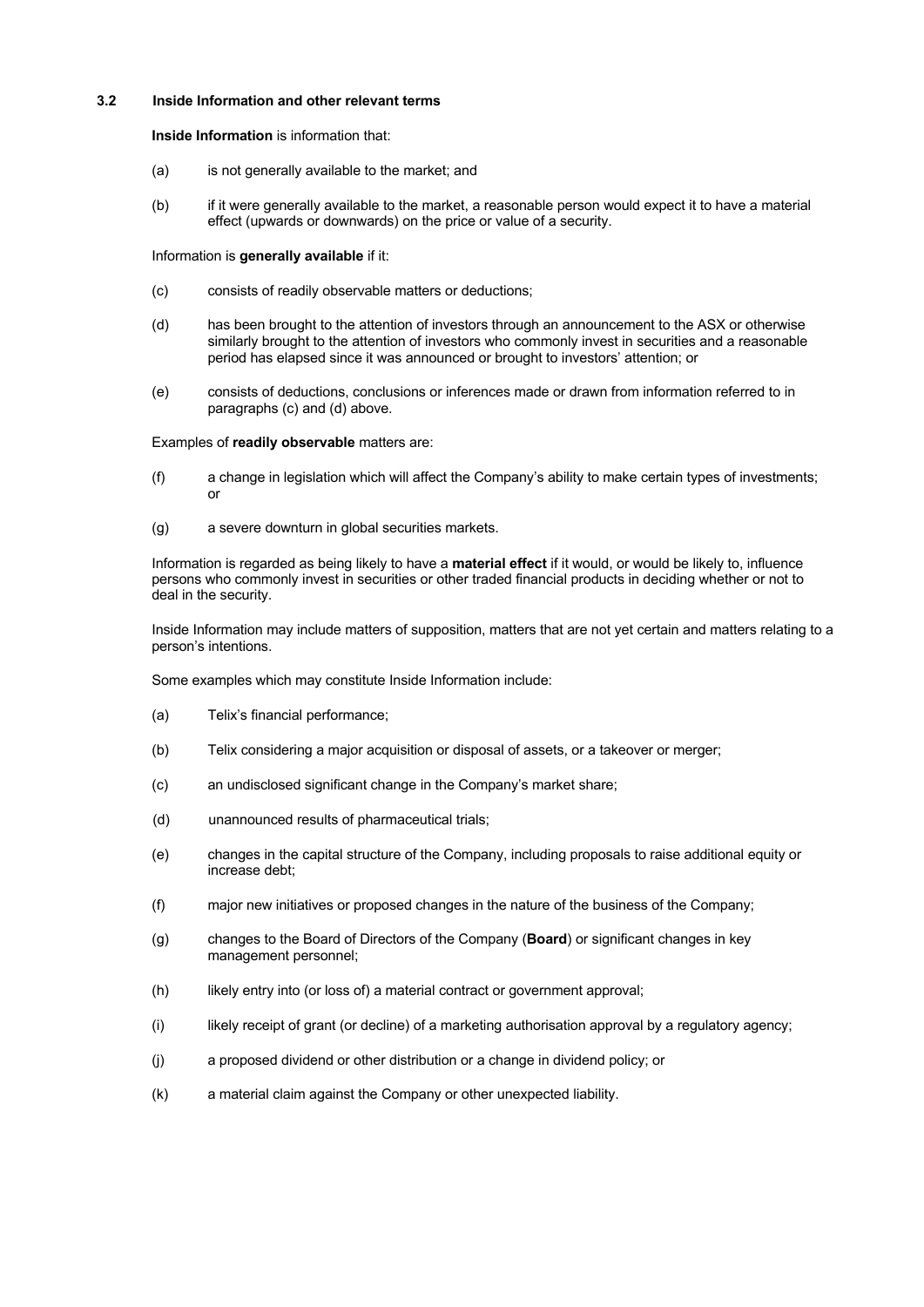### 3.2 Inside Information and other relevant terms

**Inside Information** is information that:

(a) is not generally available to the market; and

(b) if it were generally available to the market, a reasonable person would expect it to have a material effect (upwards or downwards) on the price or value of a security.

Information is **generally available** if it:

(c) consists of readily observable matters or deductions;

(d) has been brought to the attention of investors through an announcement to the ASX or otherwise similarly brought to the attention of investors who commonly invest in securities and a reasonable period has elapsed since it was announced or brought to investors' attention; or

(e) consists of deductions, conclusions or inferences made or drawn from information referred to in paragraphs (c) and (d) above.

Examples of **readily observable** matters are:

(f) a change in legislation which will affect the Company's ability to make certain types of investments; or

(g) a severe downturn in global securities markets.

Information is regarded as being likely to have a **material effect** if it would, or would be likely to, influence persons who commonly invest in securities or other traded financial products in deciding whether or not to deal in the security.

Inside Information may include matters of supposition, matters that are not yet certain and matters relating to a person's intentions.

Some examples which may constitute Inside Information include:

(a) Telix's financial performance;

(b) Telix considering a major acquisition or disposal of assets, or a takeover or merger;

(c) an undisclosed significant change in the Company's market share;

(d) unannounced results of pharmaceutical trials;

(e) changes in the capital structure of the Company, including proposals to raise additional equity or increase debt;

(f) major new initiatives or proposed changes in the nature of the business of the Company;

(g) changes to the Board of Directors of the Company (**Board**) or significant changes in key management personnel;

(h) likely entry into (or loss of) a material contract or government approval;

(i) likely receipt of grant (or decline) of a marketing authorisation approval by a regulatory agency;

(j) a proposed dividend or other distribution or a change in dividend policy; or

(k) a material claim against the Company or other unexpected liability.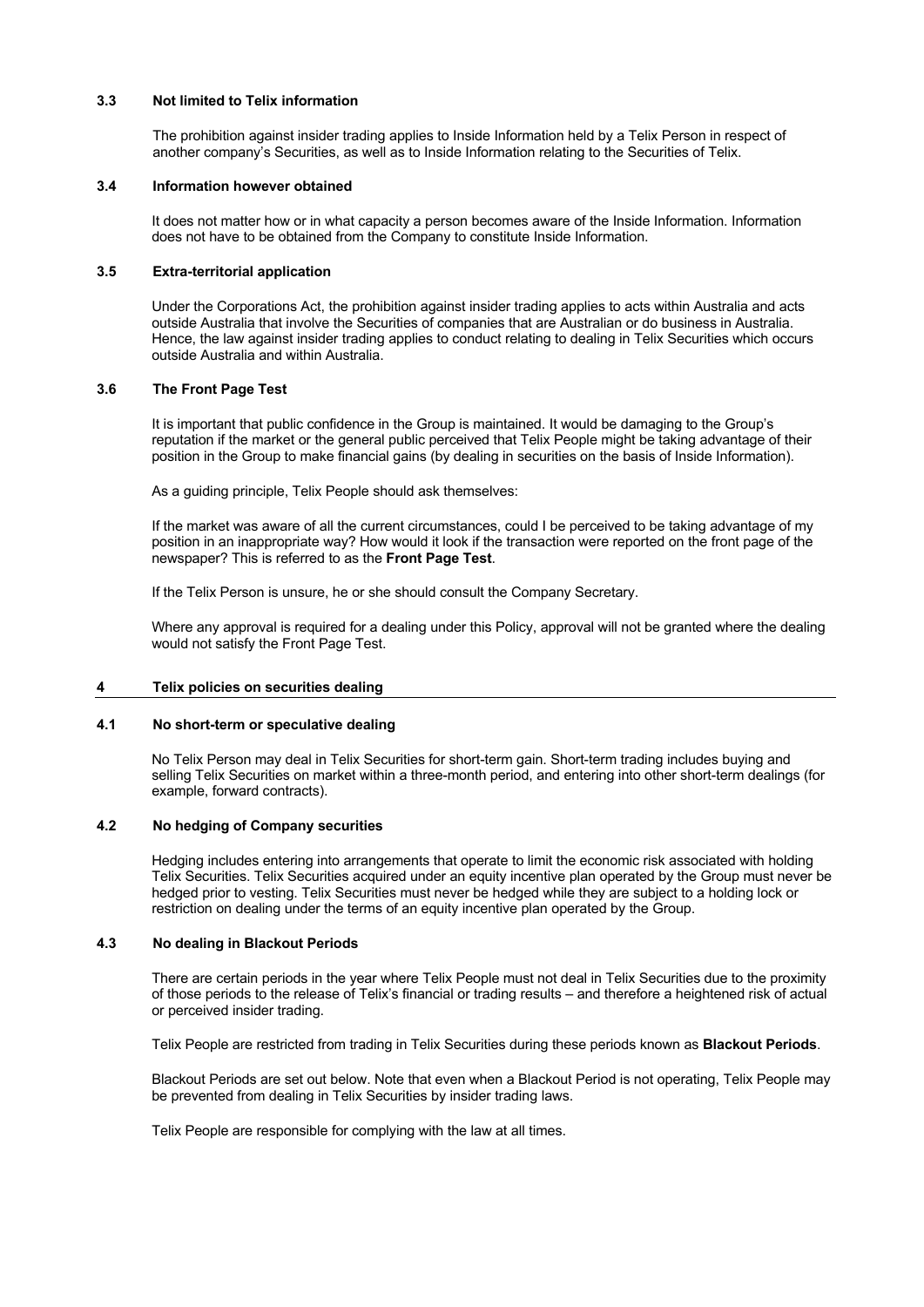### 3.3 Not limited to Telix information

The prohibition against insider trading applies to Inside Information held by a Telix Person in respect of another company's Securities, as well as to Inside Information relating to the Securities of Telix.

### 3.4 Information however obtained

It does not matter how or in what capacity a person becomes aware of the Inside Information. Information does not have to be obtained from the Company to constitute Inside Information.

### 3.5 Extra-territorial application

Under the Corporations Act, the prohibition against insider trading applies to acts within Australia and acts outside Australia that involve the Securities of companies that are Australian or do business in Australia. Hence, the law against insider trading applies to conduct relating to dealing in Telix Securities which occurs outside Australia and within Australia.

### 3.6 The Front Page Test

It is important that public confidence in the Group is maintained. It would be damaging to the Group's reputation if the market or the general public perceived that Telix People might be taking advantage of their position in the Group to make financial gains (by dealing in securities on the basis of Inside Information).

As a guiding principle, Telix People should ask themselves:

If the market was aware of all the current circumstances, could I be perceived to be taking advantage of my position in an inappropriate way? How would it look if the transaction were reported on the front page of the newspaper? This is referred to as the **Front Page Test**.

If the Telix Person is unsure, he or she should consult the Company Secretary.

Where any approval is required for a dealing under this Policy, approval will not be granted where the dealing would not satisfy the Front Page Test.

## 4 Telix policies on securities dealing

### 4.1 No short-term or speculative dealing

No Telix Person may deal in Telix Securities for short-term gain. Short-term trading includes buying and selling Telix Securities on market within a three-month period, and entering into other short-term dealings (for example, forward contracts).

### 4.2 No hedging of Company securities

Hedging includes entering into arrangements that operate to limit the economic risk associated with holding Telix Securities. Telix Securities acquired under an equity incentive plan operated by the Group must never be hedged prior to vesting. Telix Securities must never be hedged while they are subject to a holding lock or restriction on dealing under the terms of an equity incentive plan operated by the Group.

### 4.3 No dealing in Blackout Periods

There are certain periods in the year where Telix People must not deal in Telix Securities due to the proximity of those periods to the release of Telix's financial or trading results – and therefore a heightened risk of actual or perceived insider trading.

Telix People are restricted from trading in Telix Securities during these periods known as **Blackout Periods**.

Blackout Periods are set out below. Note that even when a Blackout Period is not operating, Telix People may be prevented from dealing in Telix Securities by insider trading laws.

Telix People are responsible for complying with the law at all times.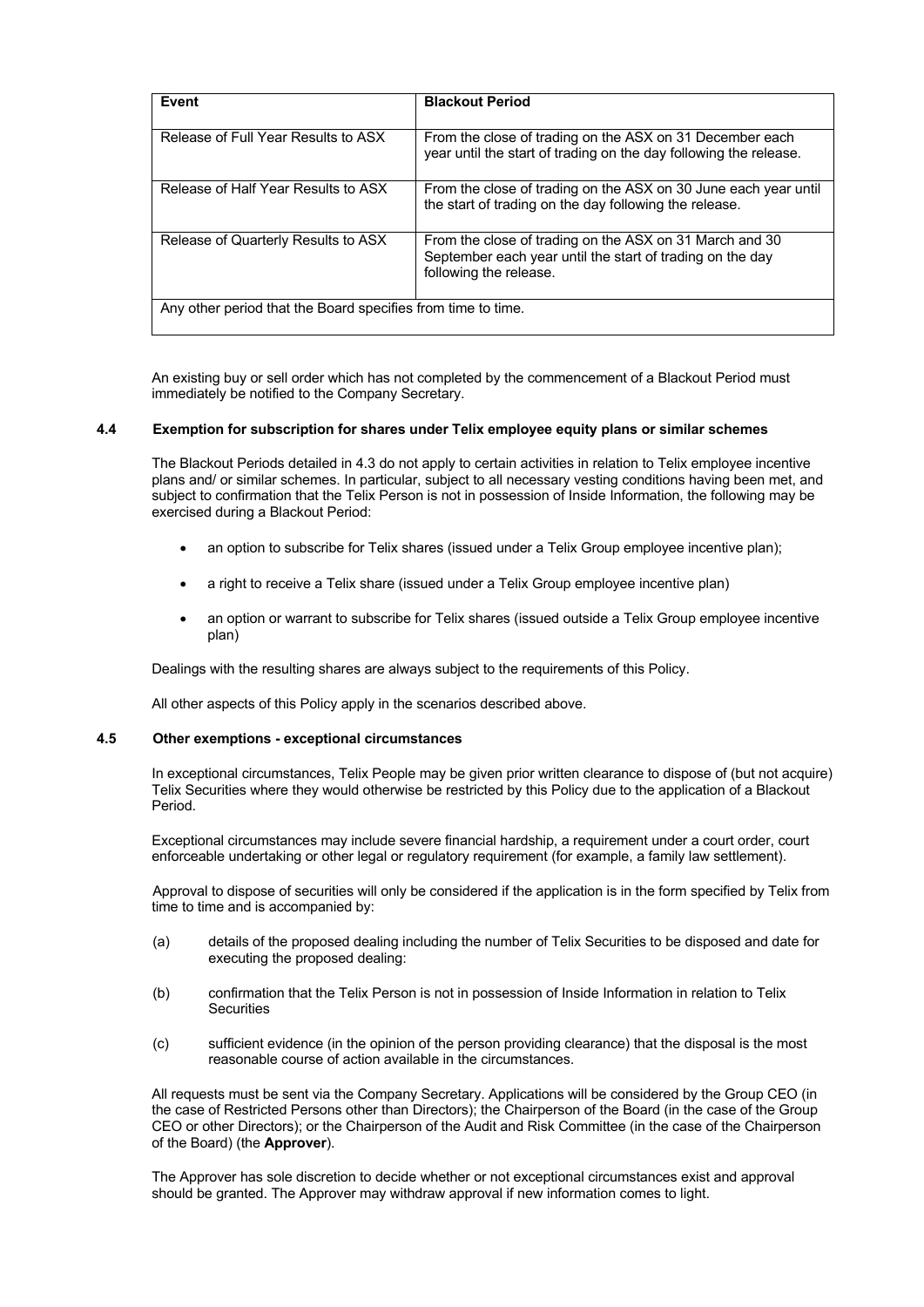| Event | Blackout Period |
|---|---|
| Release of Full Year Results to ASX | From the close of trading on the ASX on 31 December each year until the start of trading on the day following the release. |
| Release of Half Year Results to ASX | From the close of trading on the ASX on 30 June each year until the start of trading on the day following the release. |
| Release of Quarterly Results to ASX | From the close of trading on the ASX on 31 March and 30 September each year until the start of trading on the day following the release. |
| Any other period that the Board specifies from time to time. | |

An existing buy or sell order which has not completed by the commencement of a Blackout Period must immediately be notified to the Company Secretary.

### 4.4 Exemption for subscription for shares under Telix employee equity plans or similar schemes

The Blackout Periods detailed in 4.3 do not apply to certain activities in relation to Telix employee incentive plans and/ or similar schemes. In particular, subject to all necessary vesting conditions having been met, and subject to confirmation that the Telix Person is not in possession of Inside Information, the following may be exercised during a Blackout Period:

- an option to subscribe for Telix shares (issued under a Telix Group employee incentive plan);
- a right to receive a Telix share (issued under a Telix Group employee incentive plan)
- an option or warrant to subscribe for Telix shares (issued outside a Telix Group employee incentive plan)

Dealings with the resulting shares are always subject to the requirements of this Policy.

All other aspects of this Policy apply in the scenarios described above.

### 4.5 Other exemptions - exceptional circumstances

In exceptional circumstances, Telix People may be given prior written clearance to dispose of (but not acquire) Telix Securities where they would otherwise be restricted by this Policy due to the application of a Blackout Period.

Exceptional circumstances may include severe financial hardship, a requirement under a court order, court enforceable undertaking or other legal or regulatory requirement (for example, a family law settlement).

Approval to dispose of securities will only be considered if the application is in the form specified by Telix from time to time and is accompanied by:

(a) details of the proposed dealing including the number of Telix Securities to be disposed and date for executing the proposed dealing:

(b) confirmation that the Telix Person is not in possession of Inside Information in relation to Telix Securities

(c) sufficient evidence (in the opinion of the person providing clearance) that the disposal is the most reasonable course of action available in the circumstances.

All requests must be sent via the Company Secretary. Applications will be considered by the Group CEO (in the case of Restricted Persons other than Directors); the Chairperson of the Board (in the case of the Group CEO or other Directors); or the Chairperson of the Audit and Risk Committee (in the case of the Chairperson of the Board) (the **Approver**).

The Approver has sole discretion to decide whether or not exceptional circumstances exist and approval should be granted. The Approver may withdraw approval if new information comes to light.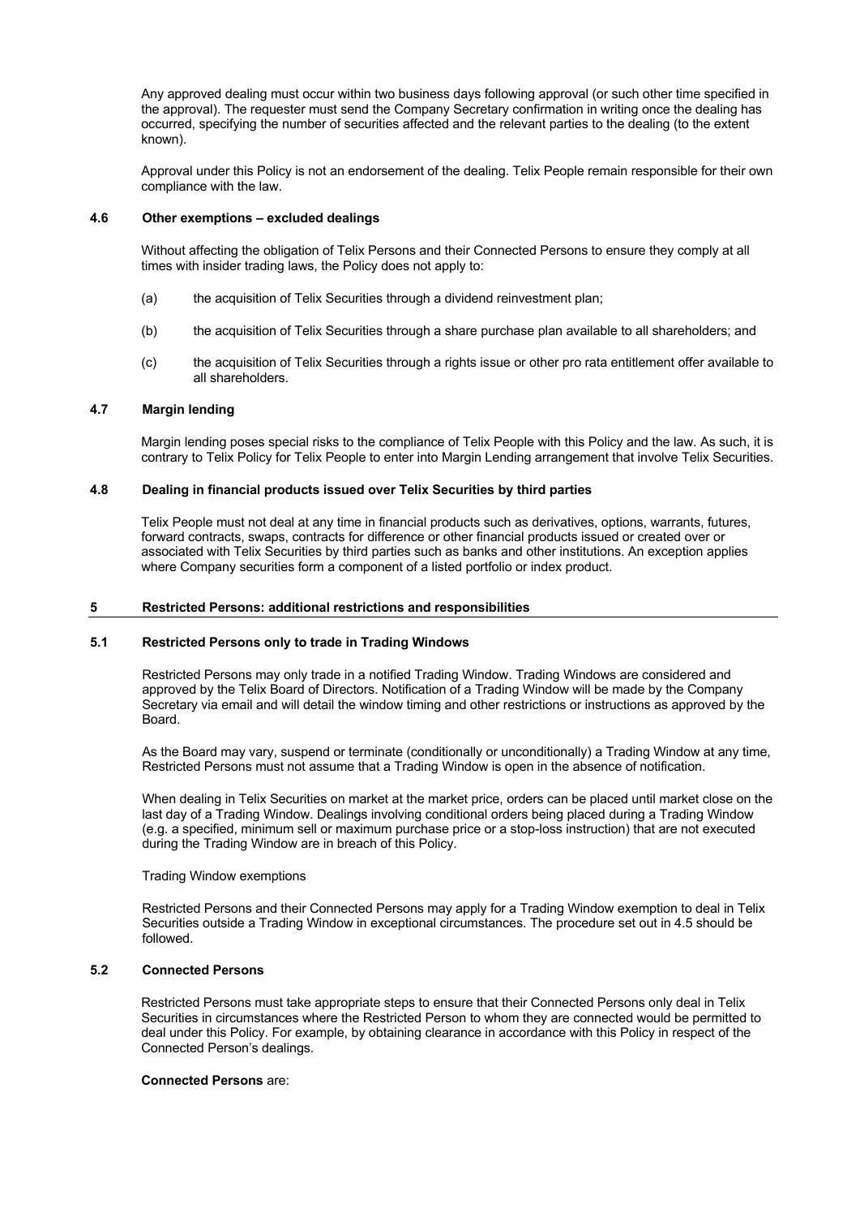Any approved dealing must occur within two business days following approval (or such other time specified in the approval). The requester must send the Company Secretary confirmation in writing once the dealing has occurred, specifying the number of securities affected and the relevant parties to the dealing (to the extent known).

Approval under this Policy is not an endorsement of the dealing. Telix People remain responsible for their own compliance with the law.

### 4.6 Other exemptions – excluded dealings

Without affecting the obligation of Telix Persons and their Connected Persons to ensure they comply at all times with insider trading laws, the Policy does not apply to:

(a) the acquisition of Telix Securities through a dividend reinvestment plan;

(b) the acquisition of Telix Securities through a share purchase plan available to all shareholders; and

(c) the acquisition of Telix Securities through a rights issue or other pro rata entitlement offer available to all shareholders.

### 4.7 Margin lending

Margin lending poses special risks to the compliance of Telix People with this Policy and the law. As such, it is contrary to Telix Policy for Telix People to enter into Margin Lending arrangement that involve Telix Securities.

### 4.8 Dealing in financial products issued over Telix Securities by third parties

Telix People must not deal at any time in financial products such as derivatives, options, warrants, futures, forward contracts, swaps, contracts for difference or other financial products issued or created over or associated with Telix Securities by third parties such as banks and other institutions. An exception applies where Company securities form a component of a listed portfolio or index product.

## 5 Restricted Persons: additional restrictions and responsibilities

### 5.1 Restricted Persons only to trade in Trading Windows

Restricted Persons may only trade in a notified Trading Window. Trading Windows are considered and approved by the Telix Board of Directors. Notification of a Trading Window will be made by the Company Secretary via email and will detail the window timing and other restrictions or instructions as approved by the Board.

As the Board may vary, suspend or terminate (conditionally or unconditionally) a Trading Window at any time, Restricted Persons must not assume that a Trading Window is open in the absence of notification.

When dealing in Telix Securities on market at the market price, orders can be placed until market close on the last day of a Trading Window. Dealings involving conditional orders being placed during a Trading Window (e.g. a specified, minimum sell or maximum purchase price or a stop-loss instruction) that are not executed during the Trading Window are in breach of this Policy.

Trading Window exemptions

Restricted Persons and their Connected Persons may apply for a Trading Window exemption to deal in Telix Securities outside a Trading Window in exceptional circumstances. The procedure set out in 4.5 should be followed.

### 5.2 Connected Persons

Restricted Persons must take appropriate steps to ensure that their Connected Persons only deal in Telix Securities in circumstances where the Restricted Person to whom they are connected would be permitted to deal under this Policy. For example, by obtaining clearance in accordance with this Policy in respect of the Connected Person's dealings.

**Connected Persons** are: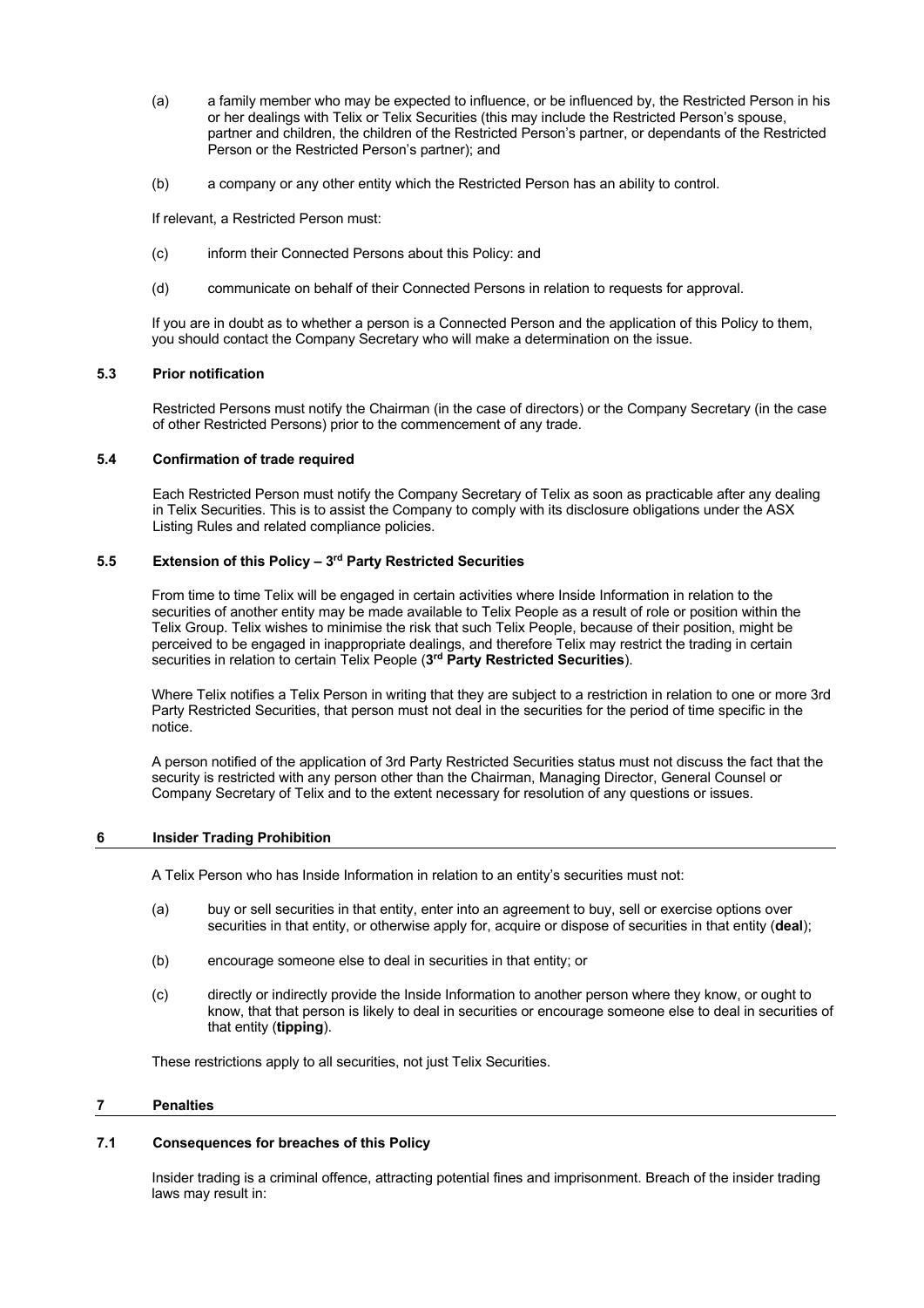(a) a family member who may be expected to influence, or be influenced by, the Restricted Person in his or her dealings with Telix or Telix Securities (this may include the Restricted Person's spouse, partner and children, the children of the Restricted Person's partner, or dependants of the Restricted Person or the Restricted Person's partner); and

(b) a company or any other entity which the Restricted Person has an ability to control.

If relevant, a Restricted Person must:

(c) inform their Connected Persons about this Policy: and

(d) communicate on behalf of their Connected Persons in relation to requests for approval.

If you are in doubt as to whether a person is a Connected Person and the application of this Policy to them, you should contact the Company Secretary who will make a determination on the issue.

### 5.3 Prior notification

Restricted Persons must notify the Chairman (in the case of directors) or the Company Secretary (in the case of other Restricted Persons) prior to the commencement of any trade.

### 5.4 Confirmation of trade required

Each Restricted Person must notify the Company Secretary of Telix as soon as practicable after any dealing in Telix Securities. This is to assist the Company to comply with its disclosure obligations under the ASX Listing Rules and related compliance policies.

### 5.5 Extension of this Policy – 3rd Party Restricted Securities

From time to time Telix will be engaged in certain activities where Inside Information in relation to the securities of another entity may be made available to Telix People as a result of role or position within the Telix Group. Telix wishes to minimise the risk that such Telix People, because of their position, might be perceived to be engaged in inappropriate dealings, and therefore Telix may restrict the trading in certain securities in relation to certain Telix People (**3rd Party Restricted Securities**).

Where Telix notifies a Telix Person in writing that they are subject to a restriction in relation to one or more 3rd Party Restricted Securities, that person must not deal in the securities for the period of time specific in the notice.

A person notified of the application of 3rd Party Restricted Securities status must not discuss the fact that the security is restricted with any person other than the Chairman, Managing Director, General Counsel or Company Secretary of Telix and to the extent necessary for resolution of any questions or issues.

## 6 Insider Trading Prohibition

A Telix Person who has Inside Information in relation to an entity's securities must not:

(a) buy or sell securities in that entity, enter into an agreement to buy, sell or exercise options over securities in that entity, or otherwise apply for, acquire or dispose of securities in that entity (**deal**);

(b) encourage someone else to deal in securities in that entity; or

(c) directly or indirectly provide the Inside Information to another person where they know, or ought to know, that that person is likely to deal in securities or encourage someone else to deal in securities of that entity (**tipping**).

These restrictions apply to all securities, not just Telix Securities.

## 7 Penalties

### 7.1 Consequences for breaches of this Policy

Insider trading is a criminal offence, attracting potential fines and imprisonment. Breach of the insider trading laws may result in: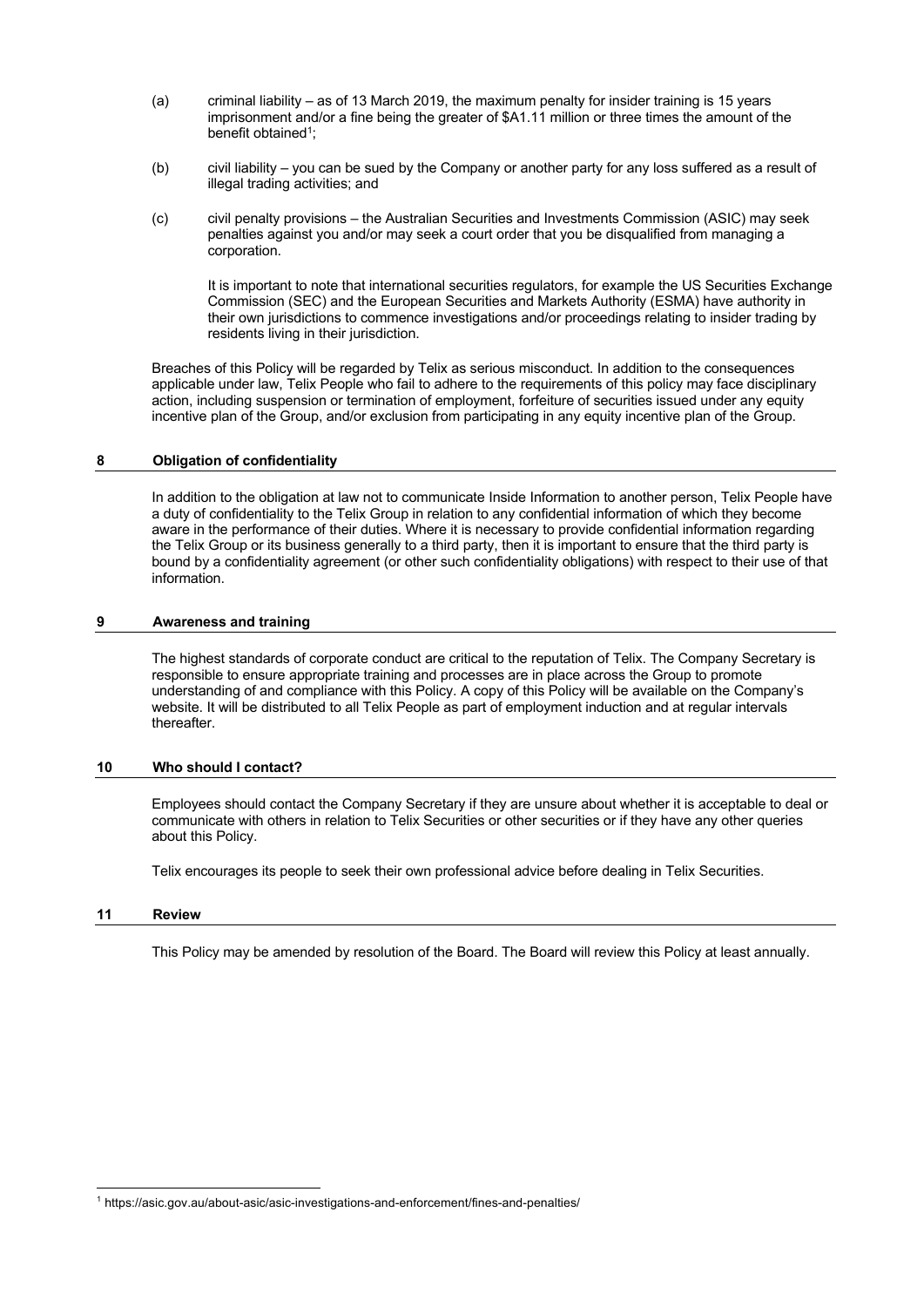(a) criminal liability – as of 13 March 2019, the maximum penalty for insider training is 15 years imprisonment and/or a fine being the greater of $A1.11 million or three times the amount of the benefit obtained[1];

(b) civil liability – you can be sued by the Company or another party for any loss suffered as a result of illegal trading activities; and

(c) civil penalty provisions – the Australian Securities and Investments Commission (ASIC) may seek penalties against you and/or may seek a court order that you be disqualified from managing a corporation.

It is important to note that international securities regulators, for example the US Securities Exchange Commission (SEC) and the European Securities and Markets Authority (ESMA) have authority in their own jurisdictions to commence investigations and/or proceedings relating to insider trading by residents living in their jurisdiction.

Breaches of this Policy will be regarded by Telix as serious misconduct. In addition to the consequences applicable under law, Telix People who fail to adhere to the requirements of this policy may face disciplinary action, including suspension or termination of employment, forfeiture of securities issued under any equity incentive plan of the Group, and/or exclusion from participating in any equity incentive plan of the Group.

## 8 Obligation of confidentiality

In addition to the obligation at law not to communicate Inside Information to another person, Telix People have a duty of confidentiality to the Telix Group in relation to any confidential information of which they become aware in the performance of their duties. Where it is necessary to provide confidential information regarding the Telix Group or its business generally to a third party, then it is important to ensure that the third party is bound by a confidentiality agreement (or other such confidentiality obligations) with respect to their use of that information.

## 9 Awareness and training

The highest standards of corporate conduct are critical to the reputation of Telix. The Company Secretary is responsible to ensure appropriate training and processes are in place across the Group to promote understanding of and compliance with this Policy. A copy of this Policy will be available on the Company's website. It will be distributed to all Telix People as part of employment induction and at regular intervals thereafter.

## 10 Who should I contact?

Employees should contact the Company Secretary if they are unsure about whether it is acceptable to deal or communicate with others in relation to Telix Securities or other securities or if they have any other queries about this Policy.

Telix encourages its people to seek their own professional advice before dealing in Telix Securities.

## 11 Review

This Policy may be amended by resolution of the Board. The Board will review this Policy at least annually.

[1] https://asic.gov.au/about-asic/asic-investigations-and-enforcement/fines-and-penalties/